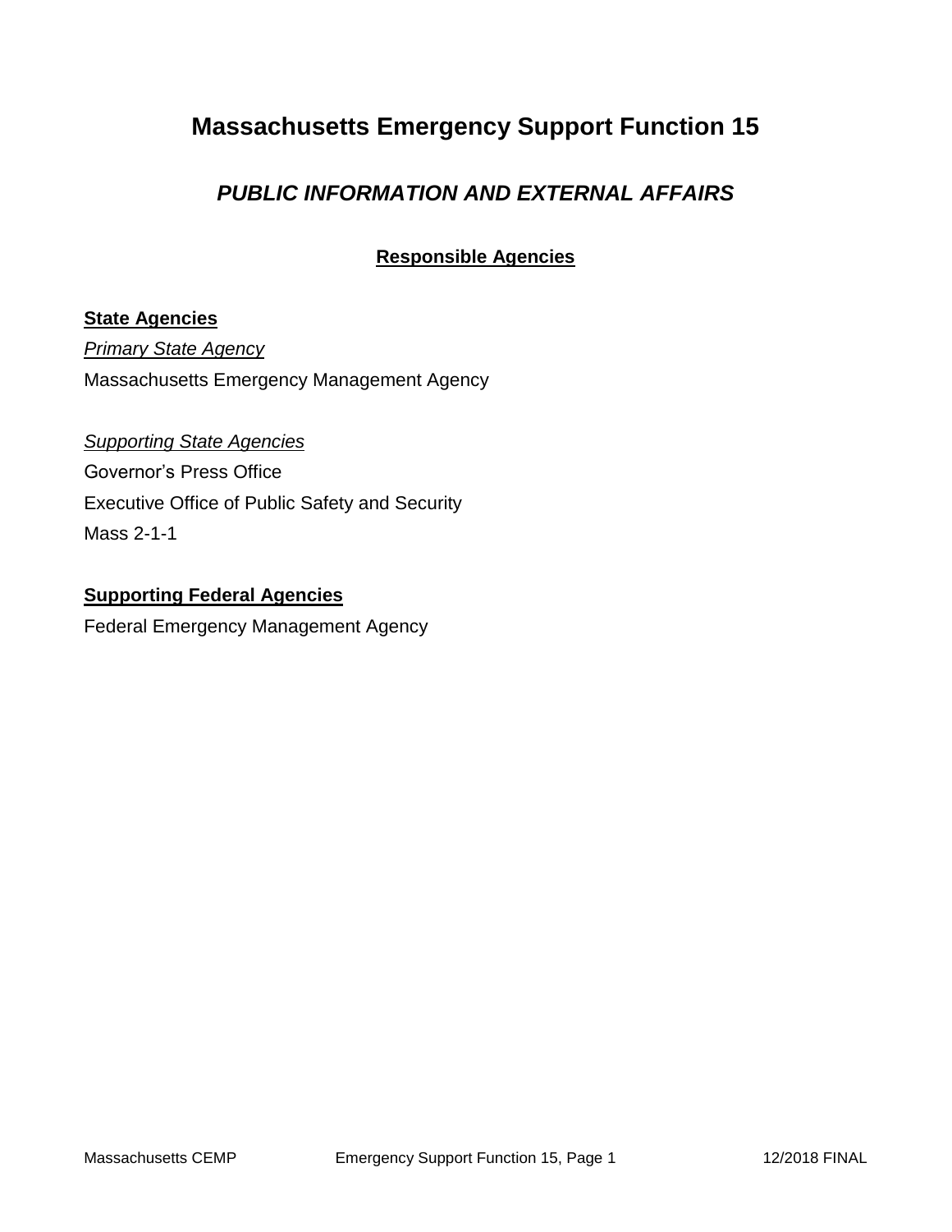# Massachusetts Emergency Support Function 15

## *PUBLIC INFORMATION AND EXTERNAL AFFAIRS*

### Responsible Agencies

**State Agencies**

*Primary State Agency*

Massachusetts Emergency Management Agency

*Supporting State Agencies*

Governor's Press Office

Executive Office of Public Safety and Security

Mass 2-1-1

**Supporting Federal Agencies**

Federal Emergency Management Agency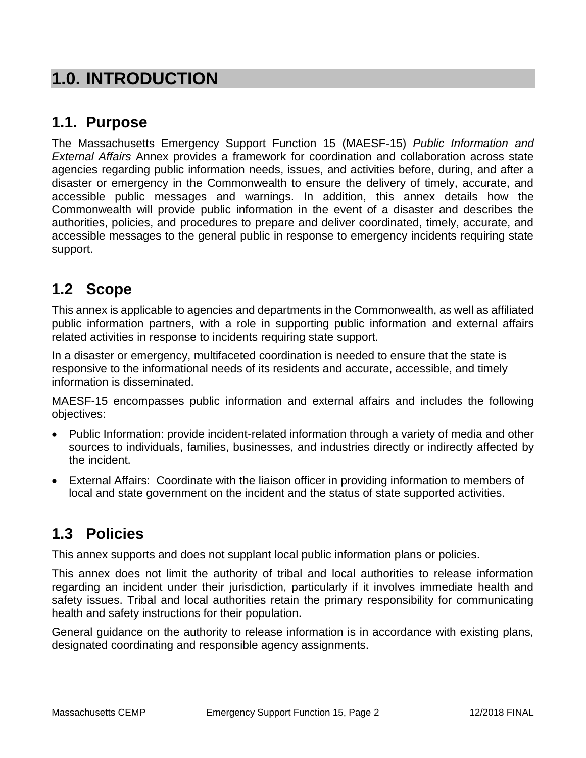# 1.0. INTRODUCTION

## 1.1. Purpose

The Massachusetts Emergency Support Function 15 (MAESF-15) *Public Information and External Affairs* Annex provides a framework for coordination and collaboration across state agencies regarding public information needs, issues, and activities before, during, and after a disaster or emergency in the Commonwealth to ensure the delivery of timely, accurate, and accessible public messages and warnings. In addition, this annex details how the Commonwealth will provide public information in the event of a disaster and describes the authorities, policies, and procedures to prepare and deliver coordinated, timely, accurate, and accessible messages to the general public in response to emergency incidents requiring state support.

## 1.2 Scope

This annex is applicable to agencies and departments in the Commonwealth, as well as affiliated public information partners, with a role in supporting public information and external affairs related activities in response to incidents requiring state support.

In a disaster or emergency, multifaceted coordination is needed to ensure that the state is responsive to the informational needs of its residents and accurate, accessible, and timely information is disseminated.

MAESF-15 encompasses public information and external affairs and includes the following objectives:

- Public Information: provide incident-related information through a variety of media and other sources to individuals, families, businesses, and industries directly or indirectly affected by the incident.
- External Affairs: Coordinate with the liaison officer in providing information to members of local and state government on the incident and the status of state supported activities.

## 1.3 Policies

This annex supports and does not supplant local public information plans or policies.

This annex does not limit the authority of tribal and local authorities to release information regarding an incident under their jurisdiction, particularly if it involves immediate health and safety issues. Tribal and local authorities retain the primary responsibility for communicating health and safety instructions for their population.

General guidance on the authority to release information is in accordance with existing plans, designated coordinating and responsible agency assignments.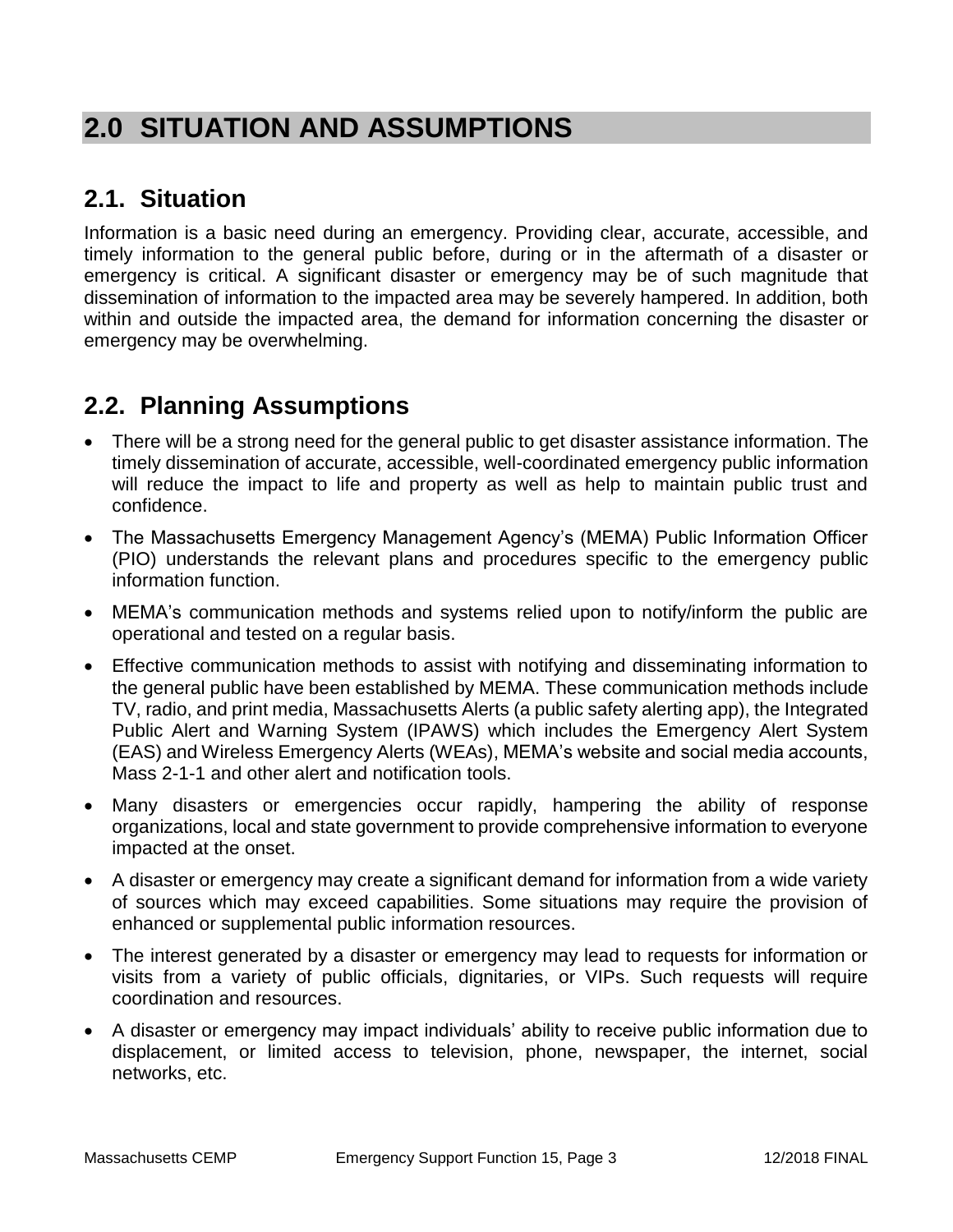# 2.0 SITUATION AND ASSUMPTIONS

## 2.1. Situation

Information is a basic need during an emergency. Providing clear, accurate, accessible, and timely information to the general public before, during or in the aftermath of a disaster or emergency is critical. A significant disaster or emergency may be of such magnitude that dissemination of information to the impacted area may be severely hampered. In addition, both within and outside the impacted area, the demand for information concerning the disaster or emergency may be overwhelming.

## 2.2. Planning Assumptions

- There will be a strong need for the general public to get disaster assistance information. The timely dissemination of accurate, accessible, well-coordinated emergency public information will reduce the impact to life and property as well as help to maintain public trust and confidence.
- The Massachusetts Emergency Management Agency's (MEMA) Public Information Officer (PIO) understands the relevant plans and procedures specific to the emergency public information function.
- MEMA's communication methods and systems relied upon to notify/inform the public are operational and tested on a regular basis.
- Effective communication methods to assist with notifying and disseminating information to the general public have been established by MEMA. These communication methods include TV, radio, and print media, Massachusetts Alerts (a public safety alerting app), the Integrated Public Alert and Warning System (IPAWS) which includes the Emergency Alert System (EAS) and Wireless Emergency Alerts (WEAs), MEMA's website and social media accounts, Mass 2-1-1 and other alert and notification tools.
- Many disasters or emergencies occur rapidly, hampering the ability of response organizations, local and state government to provide comprehensive information to everyone impacted at the onset.
- A disaster or emergency may create a significant demand for information from a wide variety of sources which may exceed capabilities. Some situations may require the provision of enhanced or supplemental public information resources.
- The interest generated by a disaster or emergency may lead to requests for information or visits from a variety of public officials, dignitaries, or VIPs. Such requests will require coordination and resources.
- A disaster or emergency may impact individuals' ability to receive public information due to displacement, or limited access to television, phone, newspaper, the internet, social networks, etc.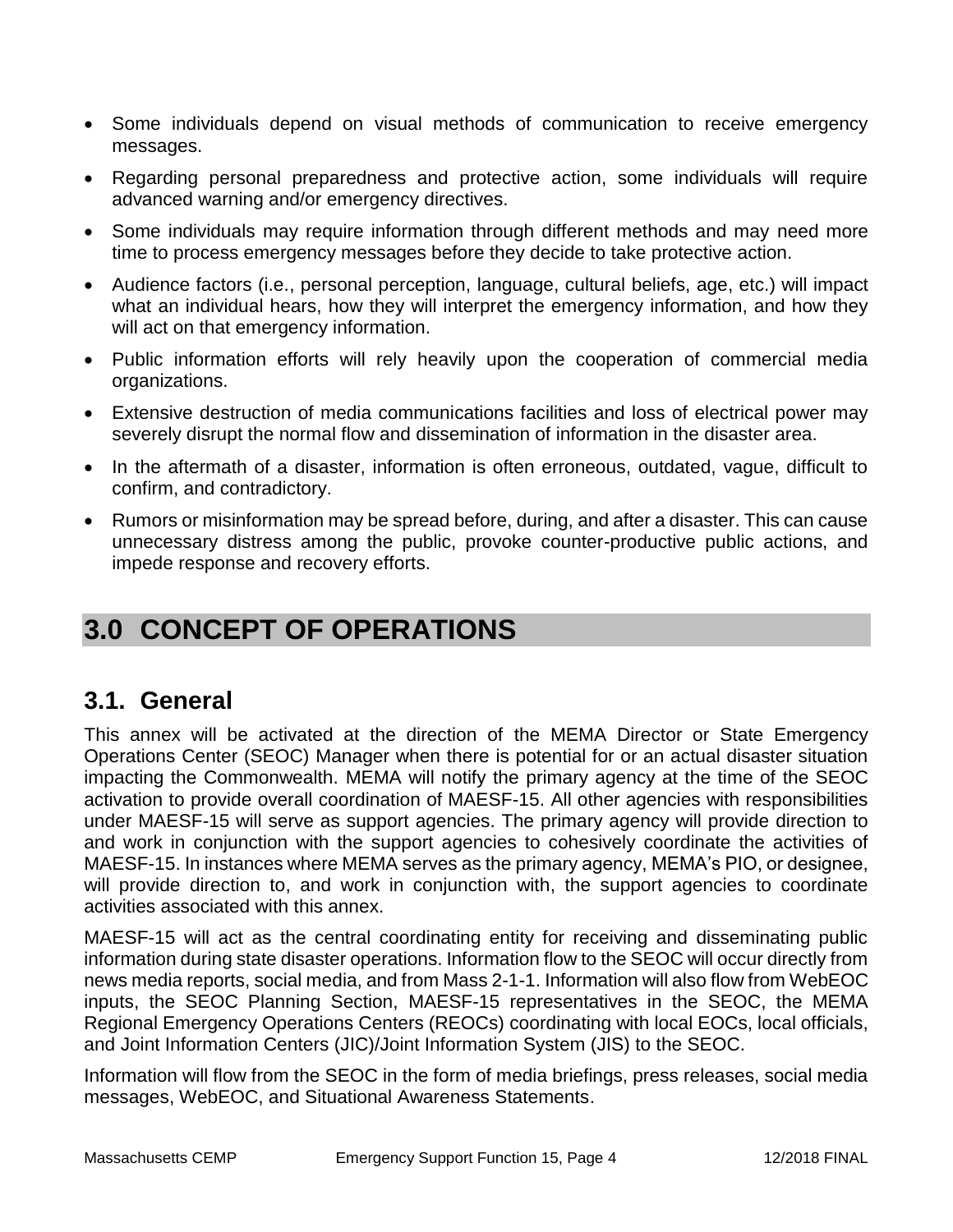- Some individuals depend on visual methods of communication to receive emergency messages.
- Regarding personal preparedness and protective action, some individuals will require advanced warning and/or emergency directives.
- Some individuals may require information through different methods and may need more time to process emergency messages before they decide to take protective action.
- Audience factors (i.e., personal perception, language, cultural beliefs, age, etc.) will impact what an individual hears, how they will interpret the emergency information, and how they will act on that emergency information.
- Public information efforts will rely heavily upon the cooperation of commercial media organizations.
- Extensive destruction of media communications facilities and loss of electrical power may severely disrupt the normal flow and dissemination of information in the disaster area.
- In the aftermath of a disaster, information is often erroneous, outdated, vague, difficult to confirm, and contradictory.
- Rumors or misinformation may be spread before, during, and after a disaster. This can cause unnecessary distress among the public, provoke counter-productive public actions, and impede response and recovery efforts.

# 3.0 CONCEPT OF OPERATIONS

## 3.1. General

This annex will be activated at the direction of the MEMA Director or State Emergency Operations Center (SEOC) Manager when there is potential for or an actual disaster situation impacting the Commonwealth. MEMA will notify the primary agency at the time of the SEOC activation to provide overall coordination of MAESF-15. All other agencies with responsibilities under MAESF-15 will serve as support agencies. The primary agency will provide direction to and work in conjunction with the support agencies to cohesively coordinate the activities of MAESF-15. In instances where MEMA serves as the primary agency, MEMA's PIO, or designee, will provide direction to, and work in conjunction with, the support agencies to coordinate activities associated with this annex.

MAESF-15 will act as the central coordinating entity for receiving and disseminating public information during state disaster operations. Information flow to the SEOC will occur directly from news media reports, social media, and from Mass 2-1-1. Information will also flow from WebEOC inputs, the SEOC Planning Section, MAESF-15 representatives in the SEOC, the MEMA Regional Emergency Operations Centers (REOCs) coordinating with local EOCs, local officials, and Joint Information Centers (JIC)/Joint Information System (JIS) to the SEOC.

Information will flow from the SEOC in the form of media briefings, press releases, social media messages, WebEOC, and Situational Awareness Statements.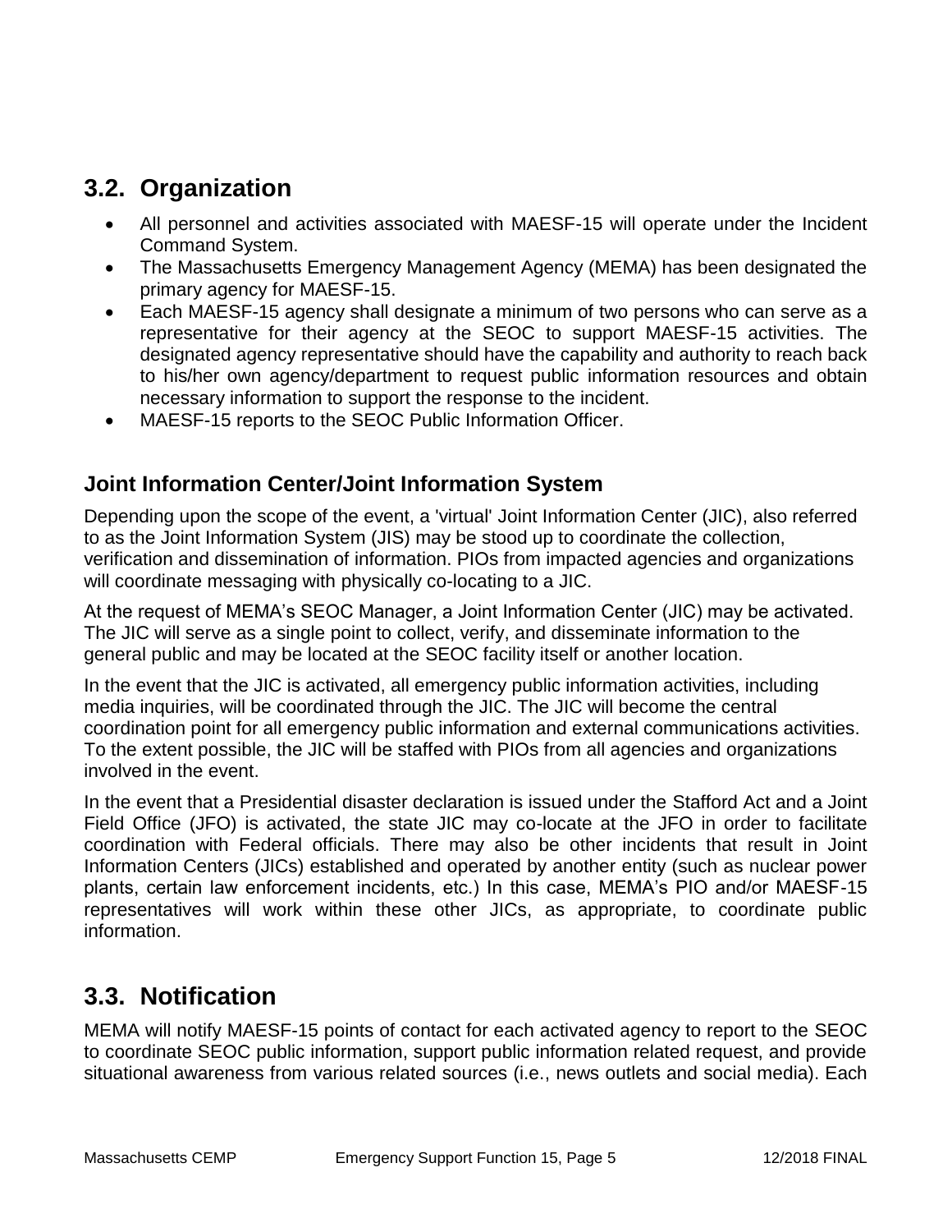## 3.2. Organization

- All personnel and activities associated with MAESF-15 will operate under the Incident Command System.
- The Massachusetts Emergency Management Agency (MEMA) has been designated the primary agency for MAESF-15.
- Each MAESF-15 agency shall designate a minimum of two persons who can serve as a representative for their agency at the SEOC to support MAESF-15 activities. The designated agency representative should have the capability and authority to reach back to his/her own agency/department to request public information resources and obtain necessary information to support the response to the incident.
- MAESF-15 reports to the SEOC Public Information Officer.

### Joint Information Center/Joint Information System

Depending upon the scope of the event, a 'virtual' Joint Information Center (JIC), also referred to as the Joint Information System (JIS) may be stood up to coordinate the collection, verification and dissemination of information. PIOs from impacted agencies and organizations will coordinate messaging with physically co-locating to a JIC.

At the request of MEMA's SEOC Manager, a Joint Information Center (JIC) may be activated. The JIC will serve as a single point to collect, verify, and disseminate information to the general public and may be located at the SEOC facility itself or another location.

In the event that the JIC is activated, all emergency public information activities, including media inquiries, will be coordinated through the JIC. The JIC will become the central coordination point for all emergency public information and external communications activities. To the extent possible, the JIC will be staffed with PIOs from all agencies and organizations involved in the event.

In the event that a Presidential disaster declaration is issued under the Stafford Act and a Joint Field Office (JFO) is activated, the state JIC may co-locate at the JFO in order to facilitate coordination with Federal officials. There may also be other incidents that result in Joint Information Centers (JICs) established and operated by another entity (such as nuclear power plants, certain law enforcement incidents, etc.) In this case, MEMA's PIO and/or MAESF-15 representatives will work within these other JICs, as appropriate, to coordinate public information.

## 3.3. Notification

MEMA will notify MAESF-15 points of contact for each activated agency to report to the SEOC to coordinate SEOC public information, support public information related request, and provide situational awareness from various related sources (i.e., news outlets and social media). Each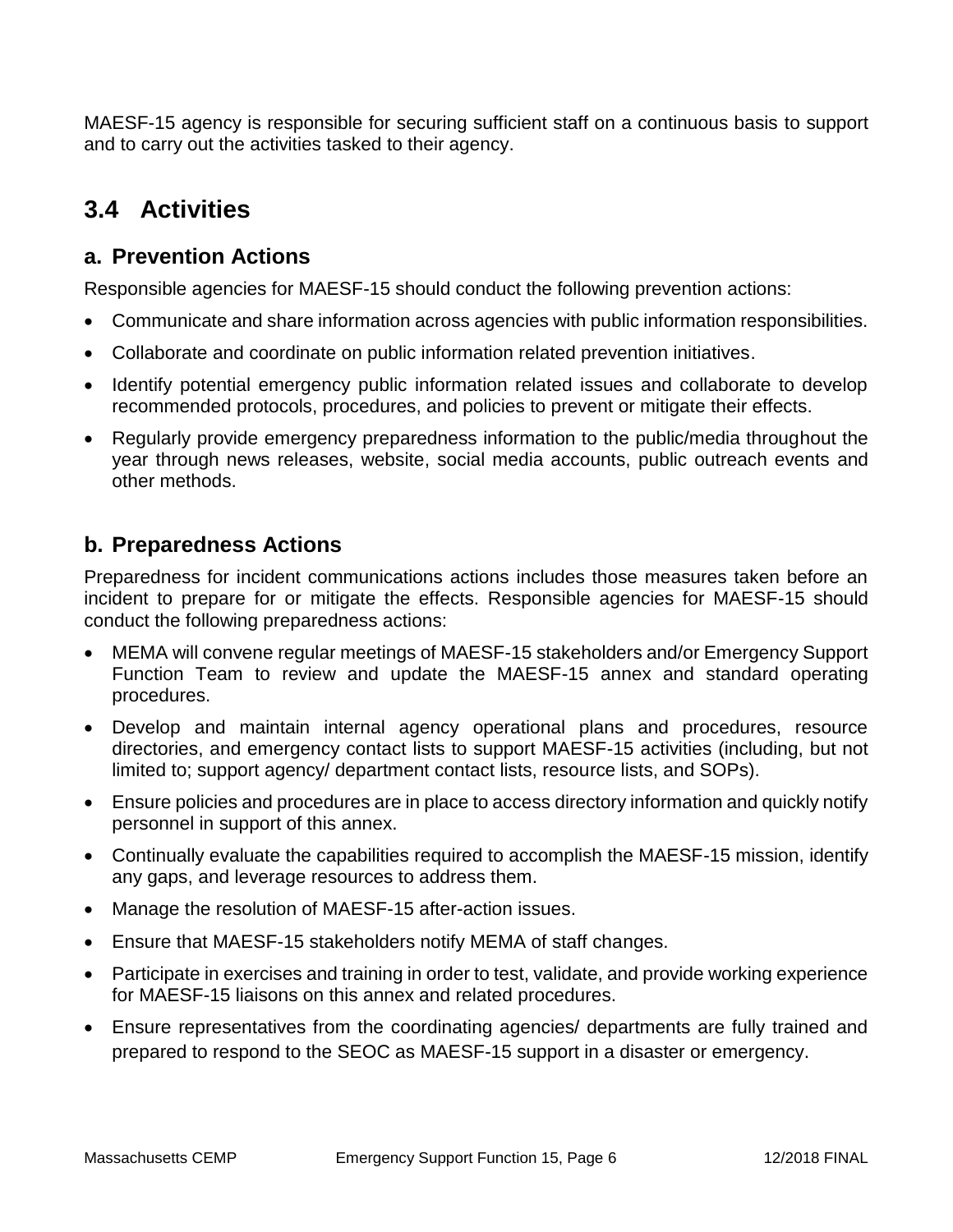MAESF-15 agency is responsible for securing sufficient staff on a continuous basis to support and to carry out the activities tasked to their agency.

## 3.4 Activities

### a. Prevention Actions

Responsible agencies for MAESF-15 should conduct the following prevention actions:

- Communicate and share information across agencies with public information responsibilities.
- Collaborate and coordinate on public information related prevention initiatives.
- Identify potential emergency public information related issues and collaborate to develop recommended protocols, procedures, and policies to prevent or mitigate their effects.
- Regularly provide emergency preparedness information to the public/media throughout the year through news releases, website, social media accounts, public outreach events and other methods.

### b. Preparedness Actions

Preparedness for incident communications actions includes those measures taken before an incident to prepare for or mitigate the effects. Responsible agencies for MAESF-15 should conduct the following preparedness actions:

- MEMA will convene regular meetings of MAESF-15 stakeholders and/or Emergency Support Function Team to review and update the MAESF-15 annex and standard operating procedures.
- Develop and maintain internal agency operational plans and procedures, resource directories, and emergency contact lists to support MAESF-15 activities (including, but not limited to; support agency/ department contact lists, resource lists, and SOPs).
- Ensure policies and procedures are in place to access directory information and quickly notify personnel in support of this annex.
- Continually evaluate the capabilities required to accomplish the MAESF-15 mission, identify any gaps, and leverage resources to address them.
- Manage the resolution of MAESF-15 after-action issues.
- Ensure that MAESF-15 stakeholders notify MEMA of staff changes.
- Participate in exercises and training in order to test, validate, and provide working experience for MAESF-15 liaisons on this annex and related procedures.
- Ensure representatives from the coordinating agencies/ departments are fully trained and prepared to respond to the SEOC as MAESF-15 support in a disaster or emergency.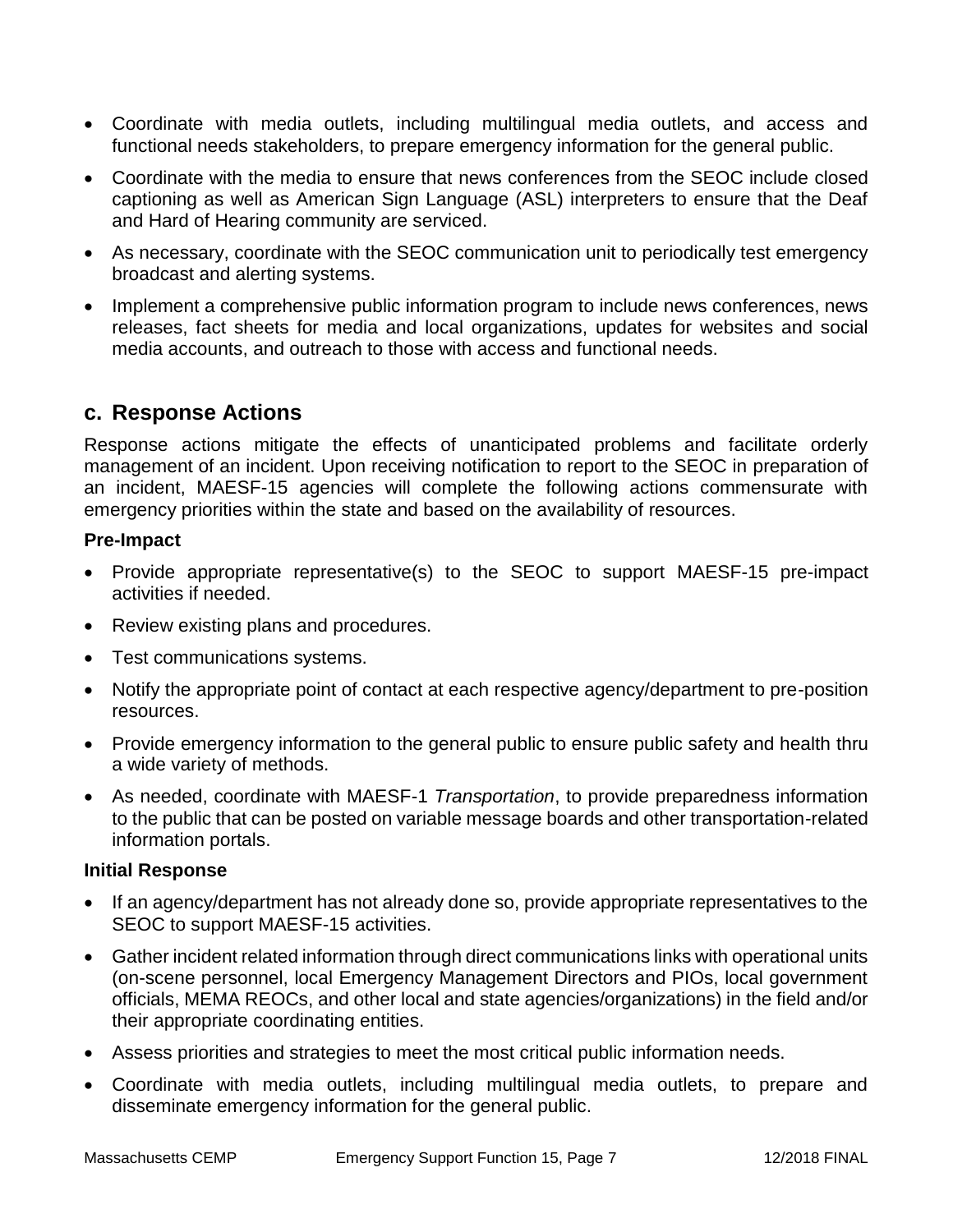- Coordinate with media outlets, including multilingual media outlets, and access and functional needs stakeholders, to prepare emergency information for the general public.
- Coordinate with the media to ensure that news conferences from the SEOC include closed captioning as well as American Sign Language (ASL) interpreters to ensure that the Deaf and Hard of Hearing community are serviced.
- As necessary, coordinate with the SEOC communication unit to periodically test emergency broadcast and alerting systems.
- Implement a comprehensive public information program to include news conferences, news releases, fact sheets for media and local organizations, updates for websites and social media accounts, and outreach to those with access and functional needs.

## c. Response Actions

Response actions mitigate the effects of unanticipated problems and facilitate orderly management of an incident. Upon receiving notification to report to the SEOC in preparation of an incident, MAESF-15 agencies will complete the following actions commensurate with emergency priorities within the state and based on the availability of resources.

**Pre-Impact**

- Provide appropriate representative(s) to the SEOC to support MAESF-15 pre-impact activities if needed.
- Review existing plans and procedures.
- Test communications systems.
- Notify the appropriate point of contact at each respective agency/department to pre-position resources.
- Provide emergency information to the general public to ensure public safety and health thru a wide variety of methods.
- As needed, coordinate with MAESF-1 *Transportation*, to provide preparedness information to the public that can be posted on variable message boards and other transportation-related information portals.

**Initial Response**

- If an agency/department has not already done so, provide appropriate representatives to the SEOC to support MAESF-15 activities.
- Gather incident related information through direct communications links with operational units (on-scene personnel, local Emergency Management Directors and PIOs, local government officials, MEMA REOCs, and other local and state agencies/organizations) in the field and/or their appropriate coordinating entities.
- Assess priorities and strategies to meet the most critical public information needs.
- Coordinate with media outlets, including multilingual media outlets, to prepare and disseminate emergency information for the general public.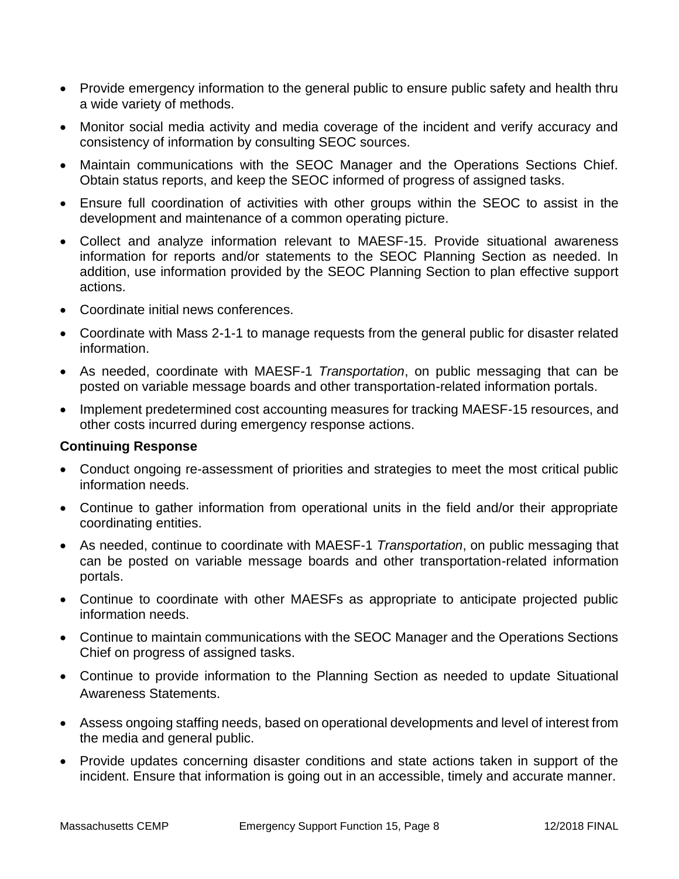- Provide emergency information to the general public to ensure public safety and health thru a wide variety of methods.
- Monitor social media activity and media coverage of the incident and verify accuracy and consistency of information by consulting SEOC sources.
- Maintain communications with the SEOC Manager and the Operations Sections Chief. Obtain status reports, and keep the SEOC informed of progress of assigned tasks.
- Ensure full coordination of activities with other groups within the SEOC to assist in the development and maintenance of a common operating picture.
- Collect and analyze information relevant to MAESF-15. Provide situational awareness information for reports and/or statements to the SEOC Planning Section as needed. In addition, use information provided by the SEOC Planning Section to plan effective support actions.
- Coordinate initial news conferences.
- Coordinate with Mass 2-1-1 to manage requests from the general public for disaster related information.
- As needed, coordinate with MAESF-1 *Transportation*, on public messaging that can be posted on variable message boards and other transportation-related information portals.
- Implement predetermined cost accounting measures for tracking MAESF-15 resources, and other costs incurred during emergency response actions.

**Continuing Response**

- Conduct ongoing re-assessment of priorities and strategies to meet the most critical public information needs.
- Continue to gather information from operational units in the field and/or their appropriate coordinating entities.
- As needed, continue to coordinate with MAESF-1 *Transportation*, on public messaging that can be posted on variable message boards and other transportation-related information portals.
- Continue to coordinate with other MAESFs as appropriate to anticipate projected public information needs.
- Continue to maintain communications with the SEOC Manager and the Operations Sections Chief on progress of assigned tasks.
- Continue to provide information to the Planning Section as needed to update Situational Awareness Statements.
- Assess ongoing staffing needs, based on operational developments and level of interest from the media and general public.
- Provide updates concerning disaster conditions and state actions taken in support of the incident. Ensure that information is going out in an accessible, timely and accurate manner.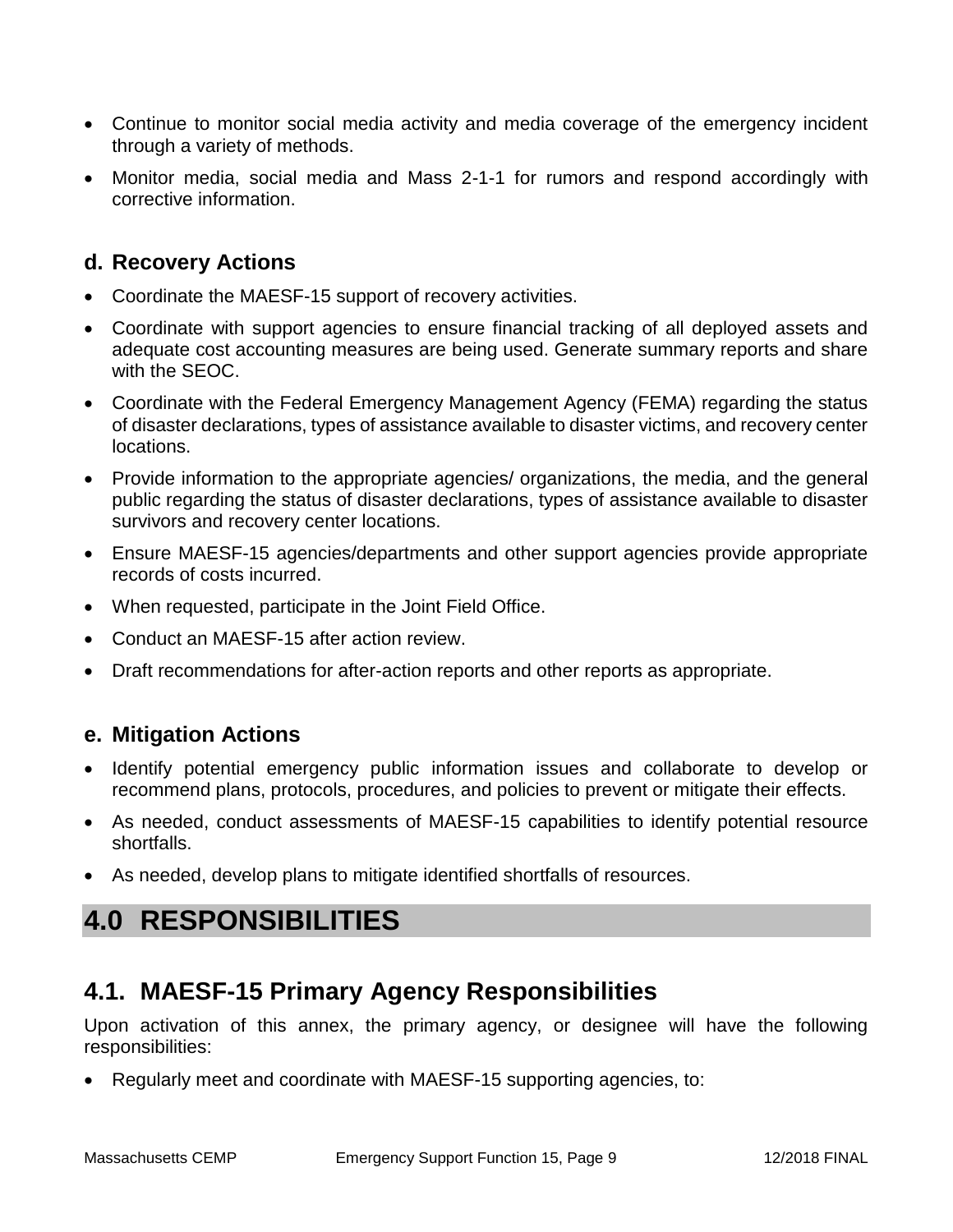- Continue to monitor social media activity and media coverage of the emergency incident through a variety of methods.
- Monitor media, social media and Mass 2-1-1 for rumors and respond accordingly with corrective information.

### d. Recovery Actions

- Coordinate the MAESF-15 support of recovery activities.
- Coordinate with support agencies to ensure financial tracking of all deployed assets and adequate cost accounting measures are being used. Generate summary reports and share with the SEOC.
- Coordinate with the Federal Emergency Management Agency (FEMA) regarding the status of disaster declarations, types of assistance available to disaster victims, and recovery center locations.
- Provide information to the appropriate agencies/ organizations, the media, and the general public regarding the status of disaster declarations, types of assistance available to disaster survivors and recovery center locations.
- Ensure MAESF-15 agencies/departments and other support agencies provide appropriate records of costs incurred.
- When requested, participate in the Joint Field Office.
- Conduct an MAESF-15 after action review.
- Draft recommendations for after-action reports and other reports as appropriate.

### e. Mitigation Actions

- Identify potential emergency public information issues and collaborate to develop or recommend plans, protocols, procedures, and policies to prevent or mitigate their effects.
- As needed, conduct assessments of MAESF-15 capabilities to identify potential resource shortfalls.
- As needed, develop plans to mitigate identified shortfalls of resources.

# 4.0 RESPONSIBILITIES

## 4.1. MAESF-15 Primary Agency Responsibilities

Upon activation of this annex, the primary agency, or designee will have the following responsibilities:

- Regularly meet and coordinate with MAESF-15 supporting agencies, to: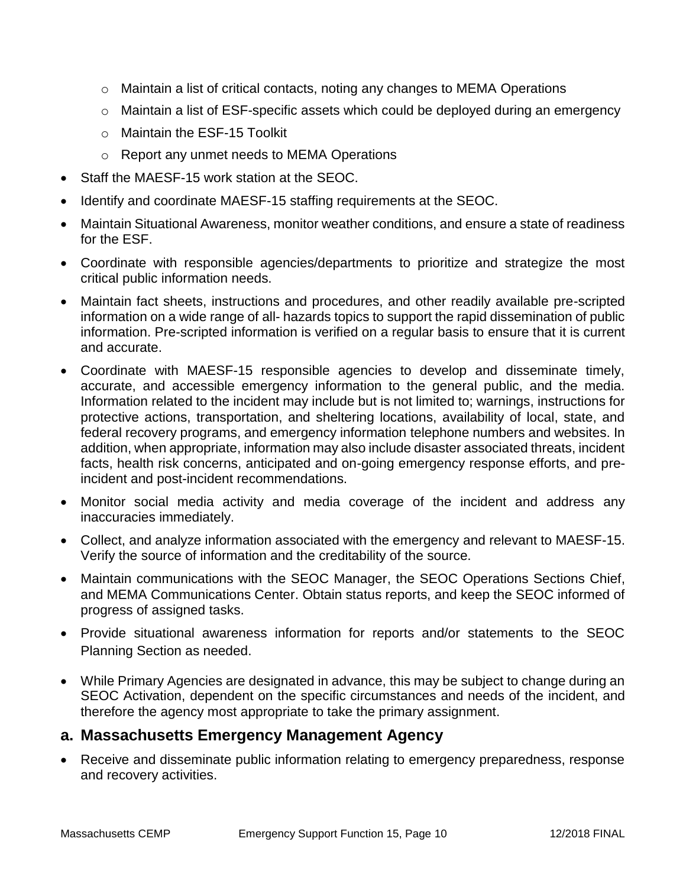- Maintain a list of critical contacts, noting any changes to MEMA Operations
  - Maintain a list of ESF-specific assets which could be deployed during an emergency
  - Maintain the ESF-15 Toolkit
  - Report any unmet needs to MEMA Operations
- Staff the MAESF-15 work station at the SEOC.
- Identify and coordinate MAESF-15 staffing requirements at the SEOC.
- Maintain Situational Awareness, monitor weather conditions, and ensure a state of readiness for the ESF.
- Coordinate with responsible agencies/departments to prioritize and strategize the most critical public information needs.
- Maintain fact sheets, instructions and procedures, and other readily available pre-scripted information on a wide range of all- hazards topics to support the rapid dissemination of public information. Pre-scripted information is verified on a regular basis to ensure that it is current and accurate.
- Coordinate with MAESF-15 responsible agencies to develop and disseminate timely, accurate, and accessible emergency information to the general public, and the media. Information related to the incident may include but is not limited to; warnings, instructions for protective actions, transportation, and sheltering locations, availability of local, state, and federal recovery programs, and emergency information telephone numbers and websites. In addition, when appropriate, information may also include disaster associated threats, incident facts, health risk concerns, anticipated and on-going emergency response efforts, and pre-incident and post-incident recommendations.
- Monitor social media activity and media coverage of the incident and address any inaccuracies immediately.
- Collect, and analyze information associated with the emergency and relevant to MAESF-15. Verify the source of information and the creditability of the source.
- Maintain communications with the SEOC Manager, the SEOC Operations Sections Chief, and MEMA Communications Center. Obtain status reports, and keep the SEOC informed of progress of assigned tasks.
- Provide situational awareness information for reports and/or statements to the SEOC Planning Section as needed.
- While Primary Agencies are designated in advance, this may be subject to change during an SEOC Activation, dependent on the specific circumstances and needs of the incident, and therefore the agency most appropriate to take the primary assignment.

## a. Massachusetts Emergency Management Agency

- Receive and disseminate public information relating to emergency preparedness, response and recovery activities.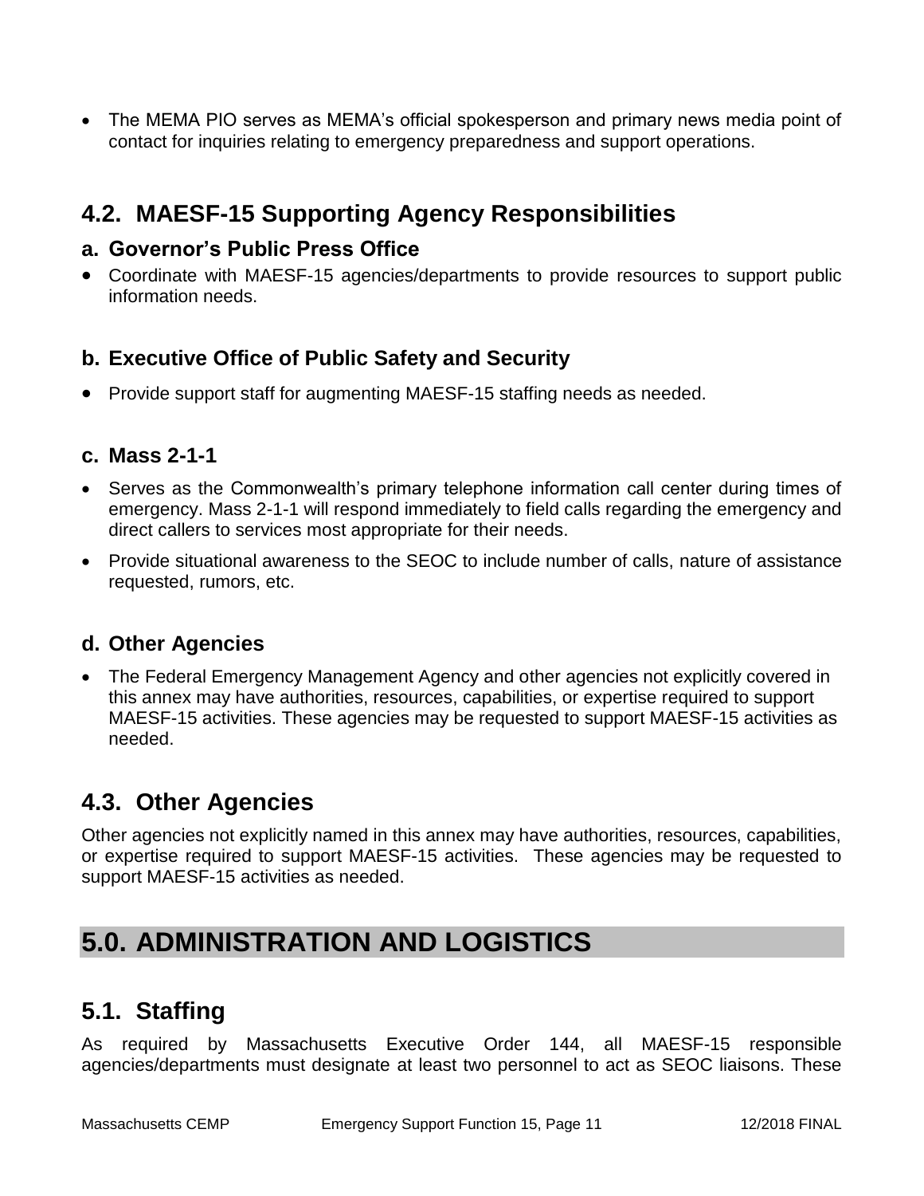- The MEMA PIO serves as MEMA's official spokesperson and primary news media point of contact for inquiries relating to emergency preparedness and support operations.

## 4.2. MAESF-15 Supporting Agency Responsibilities

### a. Governor's Public Press Office

- Coordinate with MAESF-15 agencies/departments to provide resources to support public information needs.

### b. Executive Office of Public Safety and Security

- Provide support staff for augmenting MAESF-15 staffing needs as needed.

### c. Mass 2-1-1

- Serves as the Commonwealth's primary telephone information call center during times of emergency. Mass 2-1-1 will respond immediately to field calls regarding the emergency and direct callers to services most appropriate for their needs.
- Provide situational awareness to the SEOC to include number of calls, nature of assistance requested, rumors, etc.

### d. Other Agencies

- The Federal Emergency Management Agency and other agencies not explicitly covered in this annex may have authorities, resources, capabilities, or expertise required to support MAESF-15 activities. These agencies may be requested to support MAESF-15 activities as needed.

## 4.3. Other Agencies

Other agencies not explicitly named in this annex may have authorities, resources, capabilities, or expertise required to support MAESF-15 activities. These agencies may be requested to support MAESF-15 activities as needed.

# 5.0. ADMINISTRATION AND LOGISTICS

## 5.1. Staffing

As required by Massachusetts Executive Order 144, all MAESF-15 responsible agencies/departments must designate at least two personnel to act as SEOC liaisons. These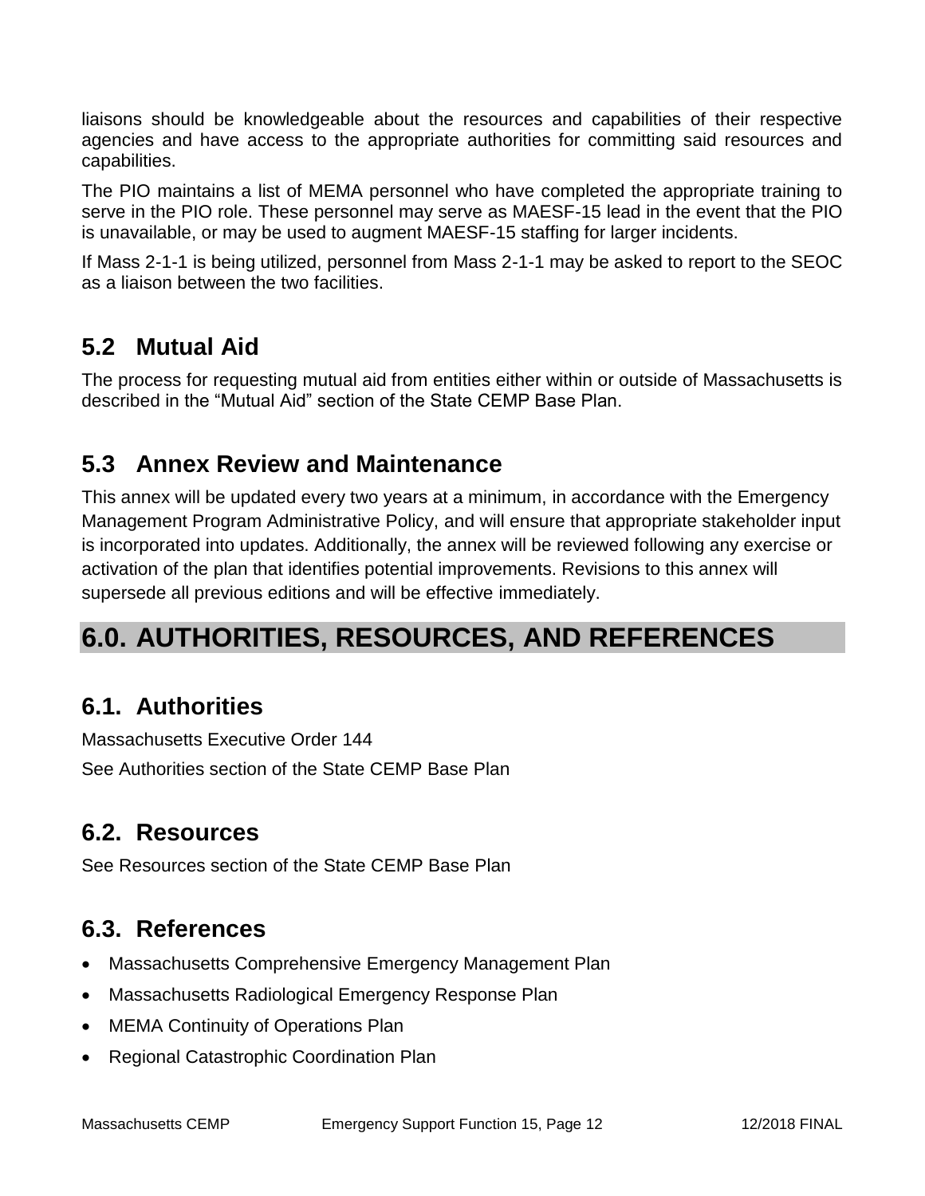liaisons should be knowledgeable about the resources and capabilities of their respective agencies and have access to the appropriate authorities for committing said resources and capabilities.

The PIO maintains a list of MEMA personnel who have completed the appropriate training to serve in the PIO role. These personnel may serve as MAESF-15 lead in the event that the PIO is unavailable, or may be used to augment MAESF-15 staffing for larger incidents.

If Mass 2-1-1 is being utilized, personnel from Mass 2-1-1 may be asked to report to the SEOC as a liaison between the two facilities.

## 5.2 Mutual Aid

The process for requesting mutual aid from entities either within or outside of Massachusetts is described in the "Mutual Aid" section of the State CEMP Base Plan.

## 5.3 Annex Review and Maintenance

This annex will be updated every two years at a minimum, in accordance with the Emergency Management Program Administrative Policy, and will ensure that appropriate stakeholder input is incorporated into updates. Additionally, the annex will be reviewed following any exercise or activation of the plan that identifies potential improvements. Revisions to this annex will supersede all previous editions and will be effective immediately.

# 6.0. AUTHORITIES, RESOURCES, AND REFERENCES

## 6.1. Authorities

Massachusetts Executive Order 144

See Authorities section of the State CEMP Base Plan

## 6.2. Resources

See Resources section of the State CEMP Base Plan

## 6.3. References

- Massachusetts Comprehensive Emergency Management Plan
- Massachusetts Radiological Emergency Response Plan
- MEMA Continuity of Operations Plan
- Regional Catastrophic Coordination Plan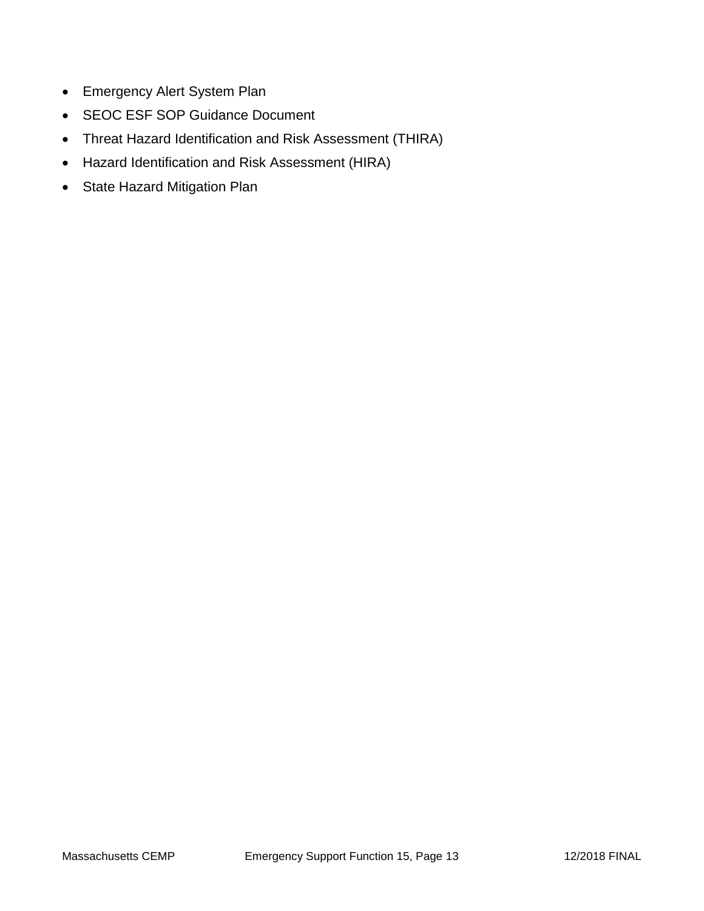- Emergency Alert System Plan
- SEOC ESF SOP Guidance Document
- Threat Hazard Identification and Risk Assessment (THIRA)
- Hazard Identification and Risk Assessment (HIRA)
- State Hazard Mitigation Plan